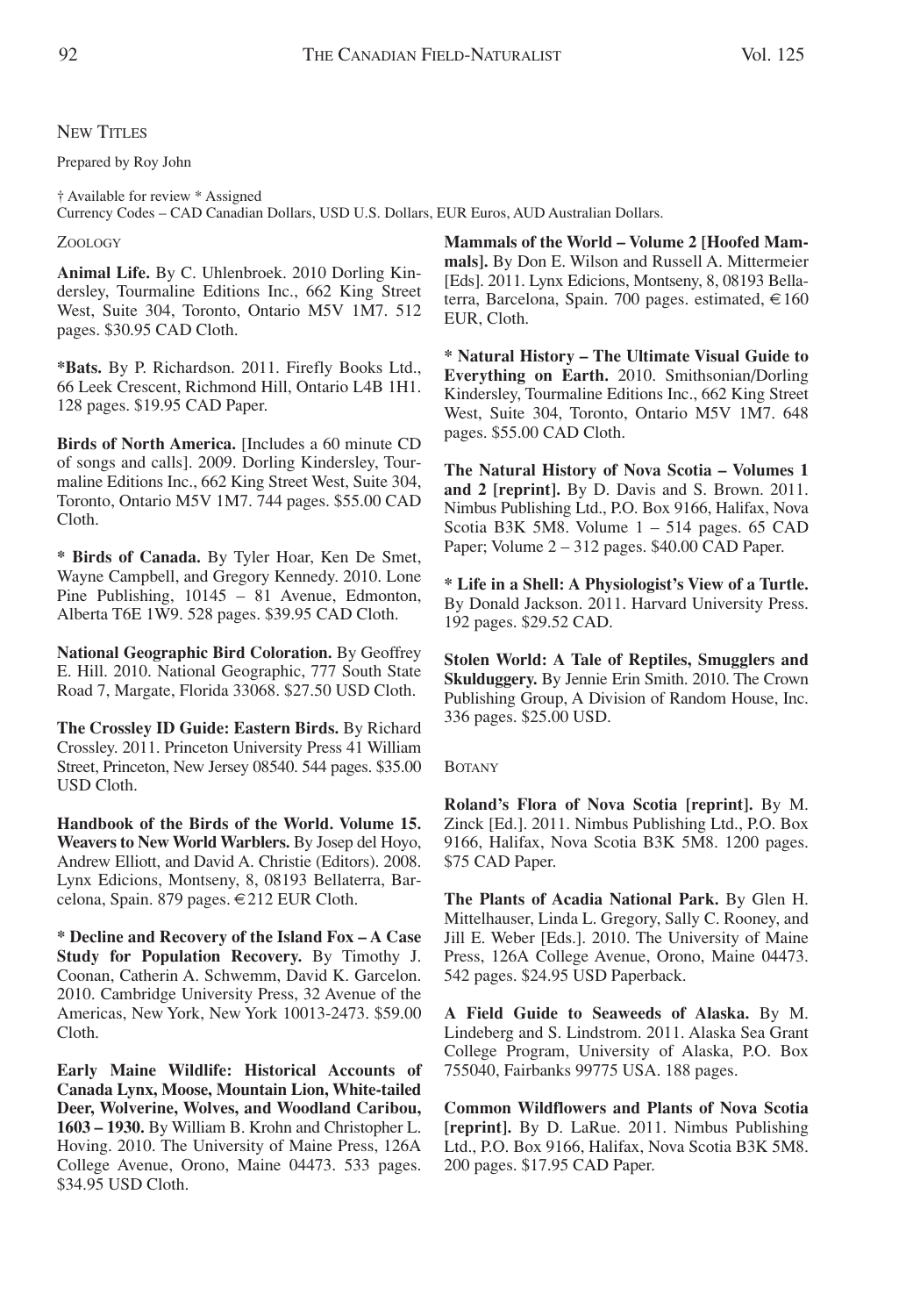## New Titles

Prepared by Roy John

† Available for review * Assigned
Currency Codes – CAD Canadian Dollars, USD U.S. Dollars, EUR Euros, AUD Australian Dollars.

### Zoology

**Animal Life.** By C. Uhlenbroek. 2010 Dorling Kindersley, Tourmaline Editions Inc., 662 King Street West, Suite 304, Toronto, Ontario M5V 1M7. 512 pages. $30.95 CAD Cloth.

***Bats.** By P. Richardson. 2011. Firefly Books Ltd., 66 Leek Crescent, Richmond Hill, Ontario L4B 1H1. 128 pages. $19.95 CAD Paper.

**Birds of North America.** [Includes a 60 minute CD of songs and calls]. 2009. Dorling Kindersley, Tourmaline Editions Inc., 662 King Street West, Suite 304, Toronto, Ontario M5V 1M7. 744 pages. $55.00 CAD Cloth.

**\* Birds of Canada.** By Tyler Hoar, Ken De Smet, Wayne Campbell, and Gregory Kennedy. 2010. Lone Pine Publishing, 10145 – 81 Avenue, Edmonton, Alberta T6E 1W9. 528 pages. $39.95 CAD Cloth.

**National Geographic Bird Coloration.** By Geoffrey E. Hill. 2010. National Geographic, 777 South State Road 7, Margate, Florida 33068. $27.50 USD Cloth.

**The Crossley ID Guide: Eastern Birds.** By Richard Crossley. 2011. Princeton University Press 41 William Street, Princeton, New Jersey 08540. 544 pages. $35.00 USD Cloth.

**Handbook of the Birds of the World. Volume 15. Weavers to New World Warblers.** By Josep del Hoyo, Andrew Elliott, and David A. Christie (Editors). 2008. Lynx Edicions, Montseny, 8, 08193 Bellaterra, Barcelona, Spain. 879 pages. €212 EUR Cloth.

**\* Decline and Recovery of the Island Fox – A Case Study for Population Recovery.** By Timothy J. Coonan, Catherin A. Schwemm, David K. Garcelon. 2010. Cambridge University Press, 32 Avenue of the Americas, New York, New York 10013-2473. $59.00 Cloth.

**Early Maine Wildlife: Historical Accounts of Canada Lynx, Moose, Mountain Lion, White-tailed Deer, Wolverine, Wolves, and Woodland Caribou, 1603 – 1930.** By William B. Krohn and Christopher L. Hoving. 2010. The University of Maine Press, 126A College Avenue, Orono, Maine 04473. 533 pages. $34.95 USD Cloth.

**Mammals of the World – Volume 2 [Hoofed Mammals].** By Don E. Wilson and Russell A. Mittermeier [Eds]. 2011. Lynx Edicions, Montseny, 8, 08193 Bellaterra, Barcelona, Spain. 700 pages. estimated, €160 EUR, Cloth.

**\* Natural History – The Ultimate Visual Guide to Everything on Earth.** 2010. Smithsonian/Dorling Kindersley, Tourmaline Editions Inc., 662 King Street West, Suite 304, Toronto, Ontario M5V 1M7. 648 pages. $55.00 CAD Cloth.

**The Natural History of Nova Scotia – Volumes 1 and 2 [reprint].** By D. Davis and S. Brown. 2011. Nimbus Publishing Ltd., P.O. Box 9166, Halifax, Nova Scotia B3K 5M8. Volume 1 – 514 pages. 65 CAD Paper; Volume 2 – 312 pages. $40.00 CAD Paper.

**\* Life in a Shell: A Physiologist's View of a Turtle.** By Donald Jackson. 2011. Harvard University Press. 192 pages. $29.52 CAD.

**Stolen World: A Tale of Reptiles, Smugglers and Skulduggery.** By Jennie Erin Smith. 2010. The Crown Publishing Group, A Division of Random House, Inc. 336 pages. $25.00 USD.

### Botany

**Roland's Flora of Nova Scotia [reprint].** By M. Zinck [Ed.]. 2011. Nimbus Publishing Ltd., P.O. Box 9166, Halifax, Nova Scotia B3K 5M8. 1200 pages. $75 CAD Paper.

**The Plants of Acadia National Park.** By Glen H. Mittelhauser, Linda L. Gregory, Sally C. Rooney, and Jill E. Weber [Eds.]. 2010. The University of Maine Press, 126A College Avenue, Orono, Maine 04473. 542 pages. $24.95 USD Paperback.

**A Field Guide to Seaweeds of Alaska.** By M. Lindeberg and S. Lindstrom. 2011. Alaska Sea Grant College Program, University of Alaska, P.O. Box 755040, Fairbanks 99775 USA. 188 pages.

**Common Wildflowers and Plants of Nova Scotia [reprint].** By D. LaRue. 2011. Nimbus Publishing Ltd., P.O. Box 9166, Halifax, Nova Scotia B3K 5M8. 200 pages. $17.95 CAD Paper.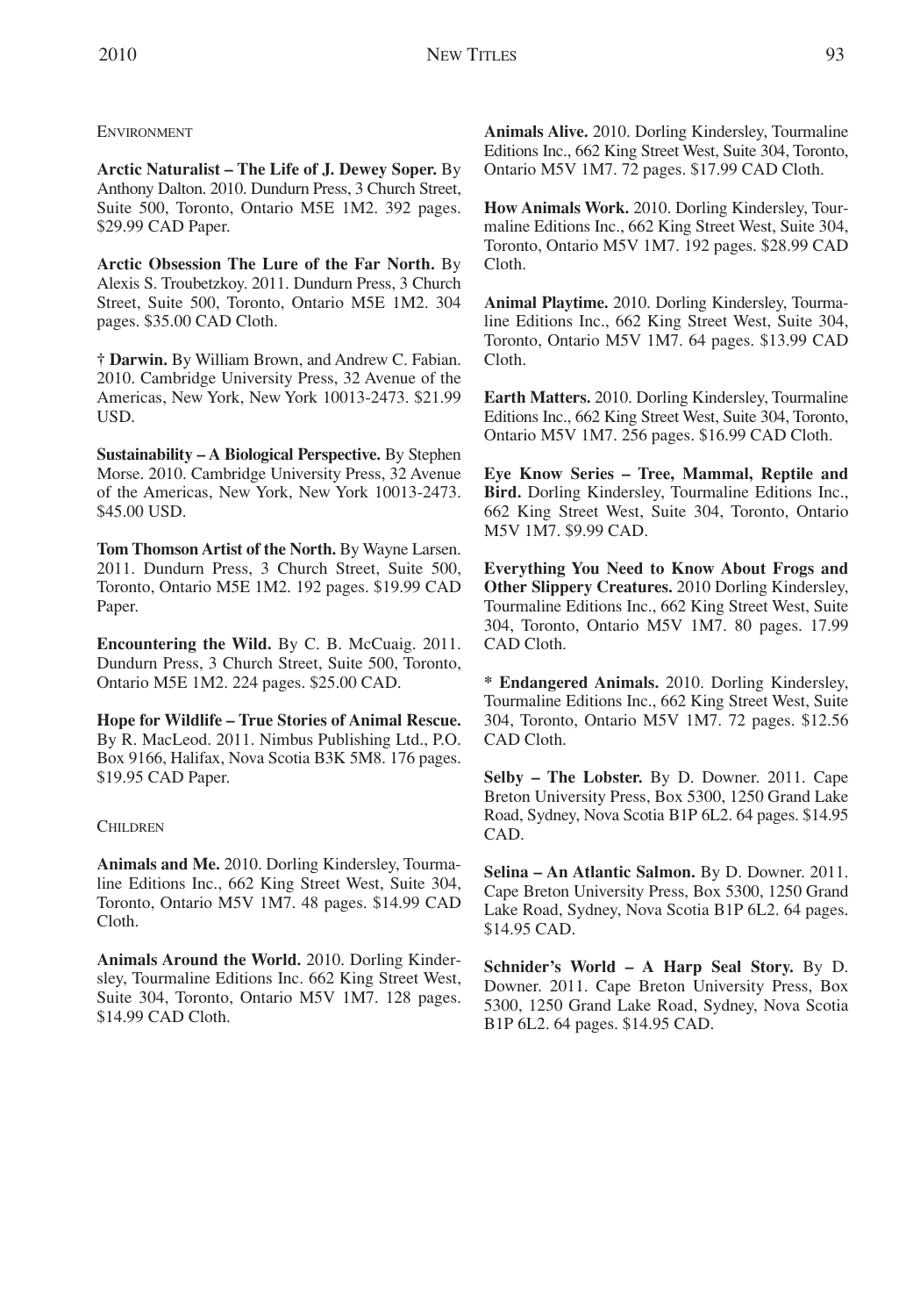### Environment

**Arctic Naturalist – The Life of J. Dewey Soper.** By Anthony Dalton. 2010. Dundurn Press, 3 Church Street, Suite 500, Toronto, Ontario M5E 1M2. 392 pages. $29.99 CAD Paper.

**Arctic Obsession The Lure of the Far North.** By Alexis S. Troubetzkoy. 2011. Dundurn Press, 3 Church Street, Suite 500, Toronto, Ontario M5E 1M2. 304 pages. $35.00 CAD Cloth.

**† Darwin.** By William Brown, and Andrew C. Fabian. 2010. Cambridge University Press, 32 Avenue of the Americas, New York, New York 10013-2473. $21.99 USD.

**Sustainability – A Biological Perspective.** By Stephen Morse. 2010. Cambridge University Press, 32 Avenue of the Americas, New York, New York 10013-2473. $45.00 USD.

**Tom Thomson Artist of the North.** By Wayne Larsen. 2011. Dundurn Press, 3 Church Street, Suite 500, Toronto, Ontario M5E 1M2. 192 pages. $19.99 CAD Paper.

**Encountering the Wild.** By C. B. McCuaig. 2011. Dundurn Press, 3 Church Street, Suite 500, Toronto, Ontario M5E 1M2. 224 pages. $25.00 CAD.

**Hope for Wildlife – True Stories of Animal Rescue.** By R. MacLeod. 2011. Nimbus Publishing Ltd., P.O. Box 9166, Halifax, Nova Scotia B3K 5M8. 176 pages. $19.95 CAD Paper.

### Children

**Animals and Me.** 2010. Dorling Kindersley, Tourmaline Editions Inc., 662 King Street West, Suite 304, Toronto, Ontario M5V 1M7. 48 pages. $14.99 CAD Cloth.

**Animals Around the World.** 2010. Dorling Kindersley, Tourmaline Editions Inc. 662 King Street West, Suite 304, Toronto, Ontario M5V 1M7. 128 pages. $14.99 CAD Cloth.

**Animals Alive.** 2010. Dorling Kindersley, Tourmaline Editions Inc., 662 King Street West, Suite 304, Toronto, Ontario M5V 1M7. 72 pages. $17.99 CAD Cloth.

**How Animals Work.** 2010. Dorling Kindersley, Tourmaline Editions Inc., 662 King Street West, Suite 304, Toronto, Ontario M5V 1M7. 192 pages. $28.99 CAD Cloth.

**Animal Playtime.** 2010. Dorling Kindersley, Tourmaline Editions Inc., 662 King Street West, Suite 304, Toronto, Ontario M5V 1M7. 64 pages. $13.99 CAD Cloth.

**Earth Matters.** 2010. Dorling Kindersley, Tourmaline Editions Inc., 662 King Street West, Suite 304, Toronto, Ontario M5V 1M7. 256 pages. $16.99 CAD Cloth.

**Eye Know Series – Tree, Mammal, Reptile and Bird.** Dorling Kindersley, Tourmaline Editions Inc., 662 King Street West, Suite 304, Toronto, Ontario M5V 1M7. $9.99 CAD.

**Everything You Need to Know About Frogs and Other Slippery Creatures.** 2010 Dorling Kindersley, Tourmaline Editions Inc., 662 King Street West, Suite 304, Toronto, Ontario M5V 1M7. 80 pages. 17.99 CAD Cloth.

**\* Endangered Animals.** 2010. Dorling Kindersley, Tourmaline Editions Inc., 662 King Street West, Suite 304, Toronto, Ontario M5V 1M7. 72 pages. $12.56 CAD Cloth.

**Selby – The Lobster.** By D. Downer. 2011. Cape Breton University Press, Box 5300, 1250 Grand Lake Road, Sydney, Nova Scotia B1P 6L2. 64 pages. $14.95 CAD.

**Selina – An Atlantic Salmon.** By D. Downer. 2011. Cape Breton University Press, Box 5300, 1250 Grand Lake Road, Sydney, Nova Scotia B1P 6L2. 64 pages. $14.95 CAD.

**Schnider's World – A Harp Seal Story.** By D. Downer. 2011. Cape Breton University Press, Box 5300, 1250 Grand Lake Road, Sydney, Nova Scotia B1P 6L2. 64 pages. $14.95 CAD.